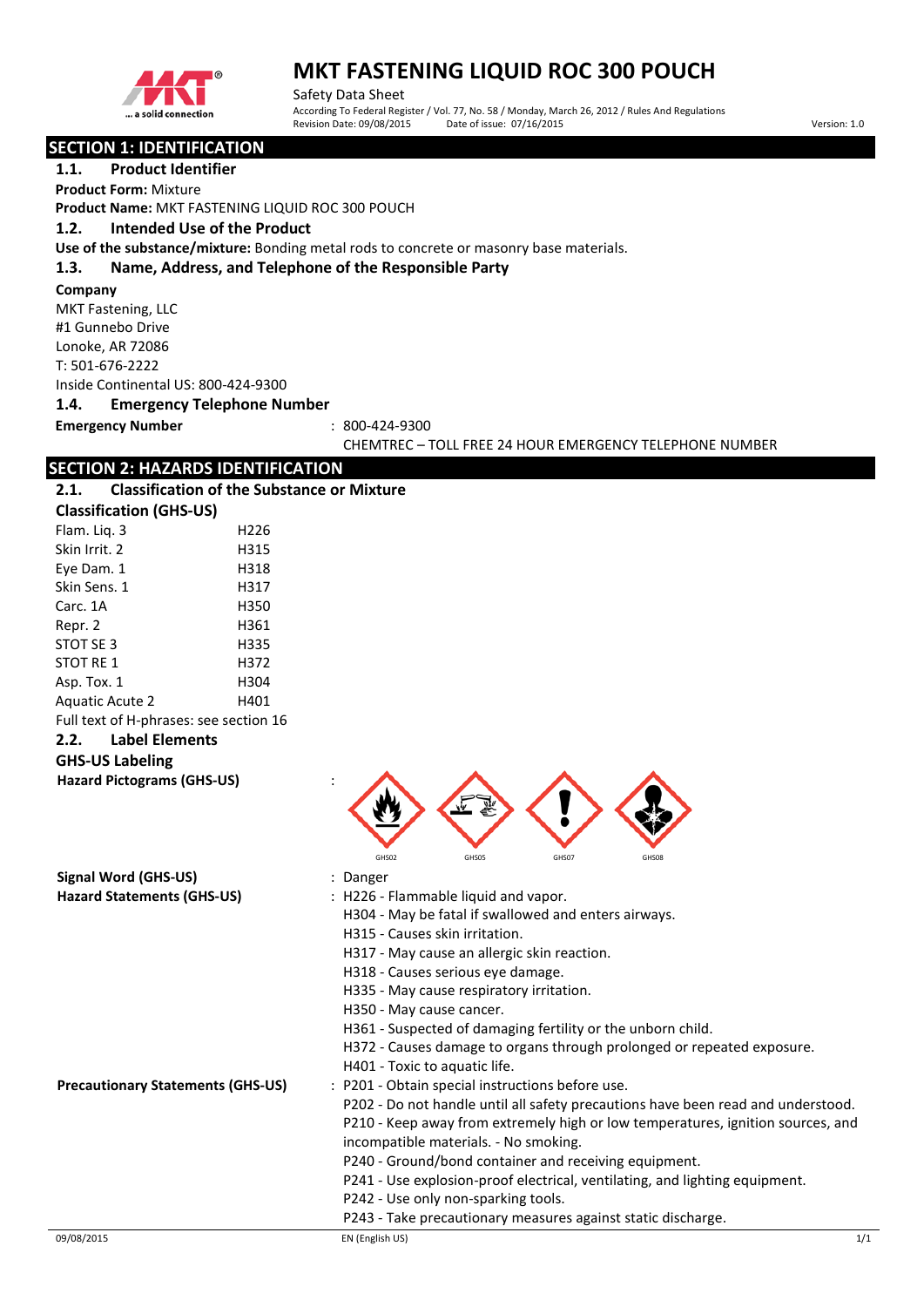# MKT FASTENING LIQUID ROC 300 POUCH

Safety Data Sheet

According To Federal Register / Vol. 77, No. 58 / Monday, March 26, 2012 / Rules And Regulations

Revision Date: 09/08/2015 Date of issue: 07/16/2015 Version: 1.0

## SECTION 1: IDENTIFICATION

### 1.1. Product Identifier

**Product Form:** Mixture

**Product Name:** MKT FASTENING LIQUID ROC 300 POUCH

### 1.2. Intended Use of the Product

**Use of the substance/mixture:** Bonding metal rods to concrete or masonry base materials.

### 1.3. Name, Address, and Telephone of the Responsible Party

**Company**

MKT Fastening, LLC
#1 Gunnebo Drive
Lonoke, AR 72086
T: 501-676-2222
Inside Continental US: 800-424-9300

### 1.4. Emergency Telephone Number

**Emergency Number** : 800-424-9300
CHEMTREC – TOLL FREE 24 HOUR EMERGENCY TELEPHONE NUMBER

## SECTION 2: HAZARDS IDENTIFICATION

### 2.1. Classification of the Substance or Mixture

**Classification (GHS-US)**

| | |
|---|---|
| Flam. Liq. 3 | H226 |
| Skin Irrit. 2 | H315 |
| Eye Dam. 1 | H318 |
| Skin Sens. 1 | H317 |
| Carc. 1A | H350 |
| Repr. 2 | H361 |
| STOT SE 3 | H335 |
| STOT RE 1 | H372 |
| Asp. Tox. 1 | H304 |
| Aquatic Acute 2 | H401 |

Full text of H-phrases: see section 16

### 2.2. Label Elements

**GHS-US Labeling**

**Hazard Pictograms (GHS-US)** :

GHS02 GHS05 GHS07 GHS08

**Signal Word (GHS-US)** : Danger

**Hazard Statements (GHS-US)** : H226 - Flammable liquid and vapor.
H304 - May be fatal if swallowed and enters airways.
H315 - Causes skin irritation.
H317 - May cause an allergic skin reaction.
H318 - Causes serious eye damage.
H335 - May cause respiratory irritation.
H350 - May cause cancer.
H361 - Suspected of damaging fertility or the unborn child.
H372 - Causes damage to organs through prolonged or repeated exposure.
H401 - Toxic to aquatic life.

**Precautionary Statements (GHS-US)** : P201 - Obtain special instructions before use.
P202 - Do not handle until all safety precautions have been read and understood.
P210 - Keep away from extremely high or low temperatures, ignition sources, and incompatible materials. - No smoking.
P240 - Ground/bond container and receiving equipment.
P241 - Use explosion-proof electrical, ventilating, and lighting equipment.
P242 - Use only non-sparking tools.
P243 - Take precautionary measures against static discharge.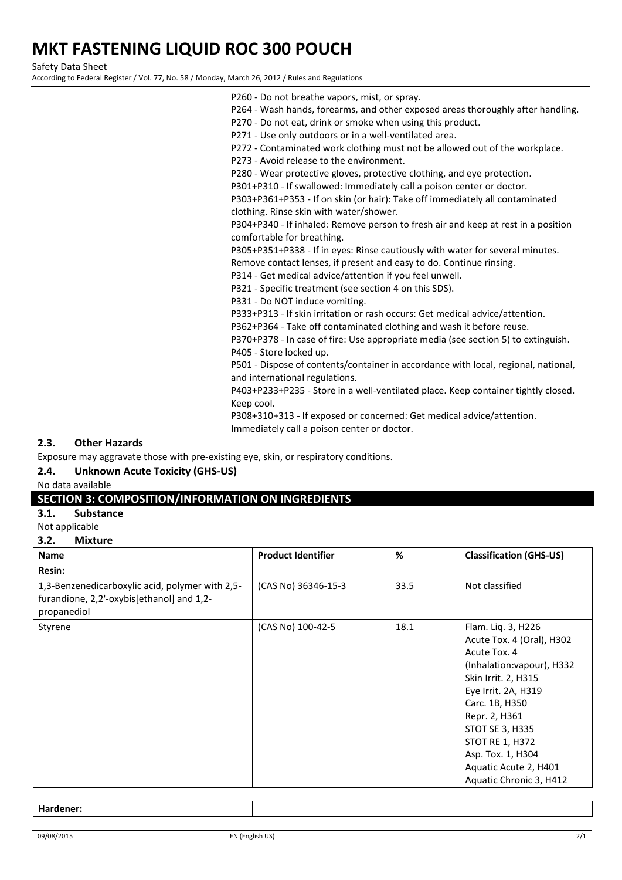P260 - Do not breathe vapors, mist, or spray.
P264 - Wash hands, forearms, and other exposed areas thoroughly after handling.
P270 - Do not eat, drink or smoke when using this product.
P271 - Use only outdoors or in a well-ventilated area.
P272 - Contaminated work clothing must not be allowed out of the workplace.
P273 - Avoid release to the environment.
P280 - Wear protective gloves, protective clothing, and eye protection.
P301+P310 - If swallowed: Immediately call a poison center or doctor.
P303+P361+P353 - If on skin (or hair): Take off immediately all contaminated clothing. Rinse skin with water/shower.
P304+P340 - If inhaled: Remove person to fresh air and keep at rest in a position comfortable for breathing.
P305+P351+P338 - If in eyes: Rinse cautiously with water for several minutes. Remove contact lenses, if present and easy to do. Continue rinsing.
P314 - Get medical advice/attention if you feel unwell.
P321 - Specific treatment (see section 4 on this SDS).
P331 - Do NOT induce vomiting.
P333+P313 - If skin irritation or rash occurs: Get medical advice/attention.
P362+P364 - Take off contaminated clothing and wash it before reuse.
P370+P378 - In case of fire: Use appropriate media (see section 5) to extinguish.
P405 - Store locked up.
P501 - Dispose of contents/container in accordance with local, regional, national, and international regulations.
P403+P233+P235 - Store in a well-ventilated place. Keep container tightly closed. Keep cool.
P308+310+313 - If exposed or concerned: Get medical advice/attention. Immediately call a poison center or doctor.

### 2.3. Other Hazards

Exposure may aggravate those with pre-existing eye, skin, or respiratory conditions.

### 2.4. Unknown Acute Toxicity (GHS-US)

No data available

## SECTION 3: COMPOSITION/INFORMATION ON INGREDIENTS

### 3.1. Substance

Not applicable

### 3.2. Mixture

| Name | Product Identifier | % | Classification (GHS-US) |
|---|---|---|---|
| **Resin:** | | | |
| 1,3-Benzenedicarboxylic acid, polymer with 2,5-furandione, 2,2'-oxybis[ethanol] and 1,2-propanediol | (CAS No) 36346-15-3 | 33.5 | Not classified |
| Styrene | (CAS No) 100-42-5 | 18.1 | Flam. Liq. 3, H226<br>Acute Tox. 4 (Oral), H302<br>Acute Tox. 4 (Inhalation:vapour), H332<br>Skin Irrit. 2, H315<br>Eye Irrit. 2A, H319<br>Carc. 1B, H350<br>Repr. 2, H361<br>STOT SE 3, H335<br>STOT RE 1, H372<br>Asp. Tox. 1, H304<br>Aquatic Acute 2, H401<br>Aquatic Chronic 3, H412 |
| **Hardener:** | | | |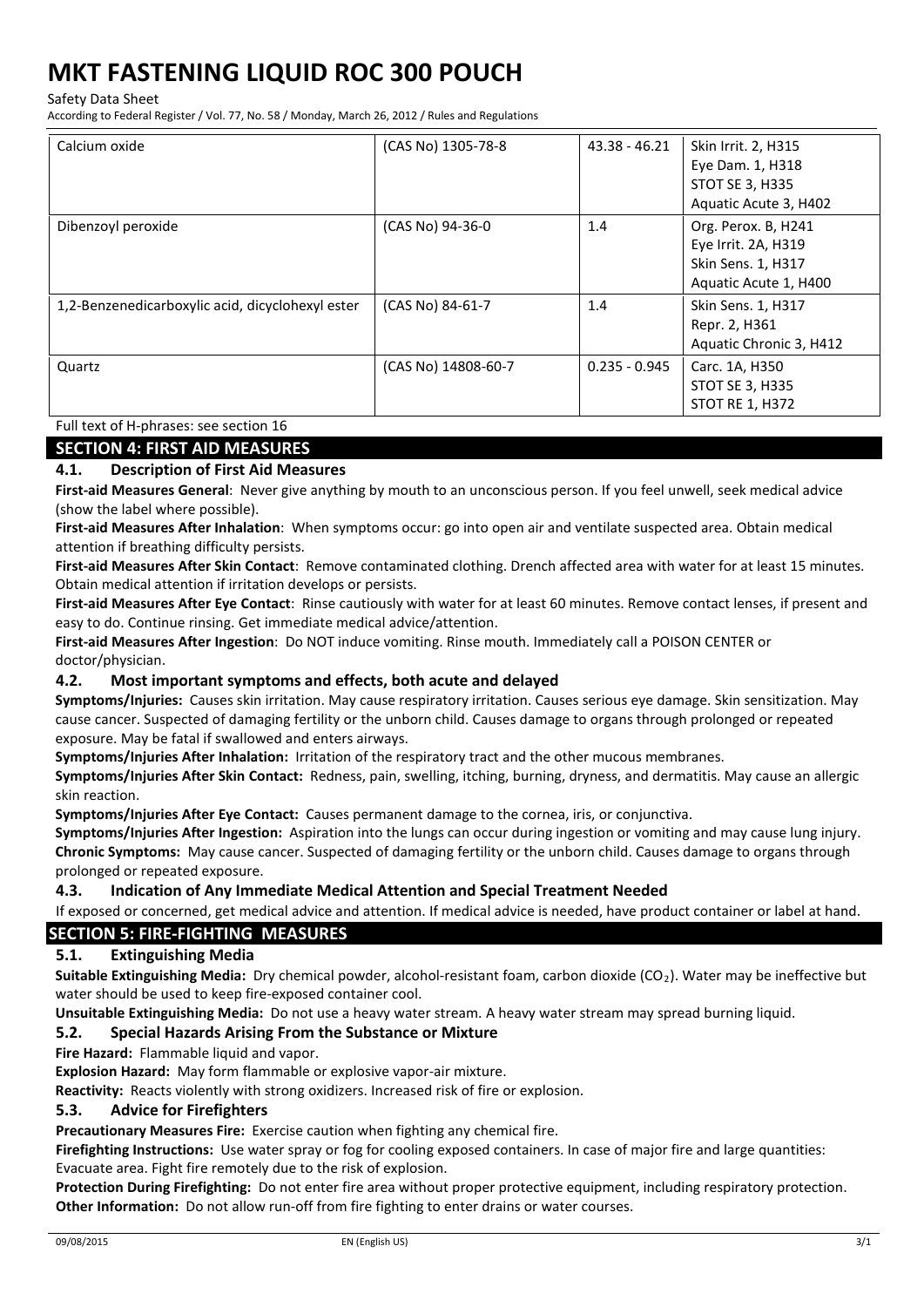| Calcium oxide | (CAS No) 1305-78-8 | 43.38 - 46.21 | Skin Irrit. 2, H315<br>Eye Dam. 1, H318<br>STOT SE 3, H335<br>Aquatic Acute 3, H402 |
|---|---|---|---|
| Dibenzoyl peroxide | (CAS No) 94-36-0 | 1.4 | Org. Perox. B, H241<br>Eye Irrit. 2A, H319<br>Skin Sens. 1, H317<br>Aquatic Acute 1, H400 |
| 1,2-Benzenedicarboxylic acid, dicyclohexyl ester | (CAS No) 84-61-7 | 1.4 | Skin Sens. 1, H317<br>Repr. 2, H361<br>Aquatic Chronic 3, H412 |
| Quartz | (CAS No) 14808-60-7 | 0.235 - 0.945 | Carc. 1A, H350<br>STOT SE 3, H335<br>STOT RE 1, H372 |

Full text of H-phrases: see section 16

## SECTION 4: FIRST AID MEASURES

### 4.1. Description of First Aid Measures

**First-aid Measures General**: Never give anything by mouth to an unconscious person. If you feel unwell, seek medical advice (show the label where possible).

**First-aid Measures After Inhalation**: When symptoms occur: go into open air and ventilate suspected area. Obtain medical attention if breathing difficulty persists.

**First-aid Measures After Skin Contact**: Remove contaminated clothing. Drench affected area with water for at least 15 minutes. Obtain medical attention if irritation develops or persists.

**First-aid Measures After Eye Contact**: Rinse cautiously with water for at least 60 minutes. Remove contact lenses, if present and easy to do. Continue rinsing. Get immediate medical advice/attention.

**First-aid Measures After Ingestion**: Do NOT induce vomiting. Rinse mouth. Immediately call a POISON CENTER or doctor/physician.

### 4.2. Most important symptoms and effects, both acute and delayed

**Symptoms/Injuries:** Causes skin irritation. May cause respiratory irritation. Causes serious eye damage. Skin sensitization. May cause cancer. Suspected of damaging fertility or the unborn child. Causes damage to organs through prolonged or repeated exposure. May be fatal if swallowed and enters airways.

**Symptoms/Injuries After Inhalation:** Irritation of the respiratory tract and the other mucous membranes.

**Symptoms/Injuries After Skin Contact:** Redness, pain, swelling, itching, burning, dryness, and dermatitis. May cause an allergic skin reaction.

**Symptoms/Injuries After Eye Contact:** Causes permanent damage to the cornea, iris, or conjunctiva.

**Symptoms/Injuries After Ingestion:** Aspiration into the lungs can occur during ingestion or vomiting and may cause lung injury.

**Chronic Symptoms:** May cause cancer. Suspected of damaging fertility or the unborn child. Causes damage to organs through prolonged or repeated exposure.

### 4.3. Indication of Any Immediate Medical Attention and Special Treatment Needed

If exposed or concerned, get medical advice and attention. If medical advice is needed, have product container or label at hand.

## SECTION 5: FIRE-FIGHTING MEASURES

### 5.1. Extinguishing Media

**Suitable Extinguishing Media:** Dry chemical powder, alcohol-resistant foam, carbon dioxide ($CO_2$). Water may be ineffective but water should be used to keep fire-exposed container cool.

**Unsuitable Extinguishing Media:** Do not use a heavy water stream. A heavy water stream may spread burning liquid.

### 5.2. Special Hazards Arising From the Substance or Mixture

**Fire Hazard:** Flammable liquid and vapor.

**Explosion Hazard:** May form flammable or explosive vapor-air mixture.

**Reactivity:** Reacts violently with strong oxidizers. Increased risk of fire or explosion.

### 5.3. Advice for Firefighters

**Precautionary Measures Fire:** Exercise caution when fighting any chemical fire.

**Firefighting Instructions:** Use water spray or fog for cooling exposed containers. In case of major fire and large quantities: Evacuate area. Fight fire remotely due to the risk of explosion.

**Protection During Firefighting:** Do not enter fire area without proper protective equipment, including respiratory protection.

**Other Information:** Do not allow run-off from fire fighting to enter drains or water courses.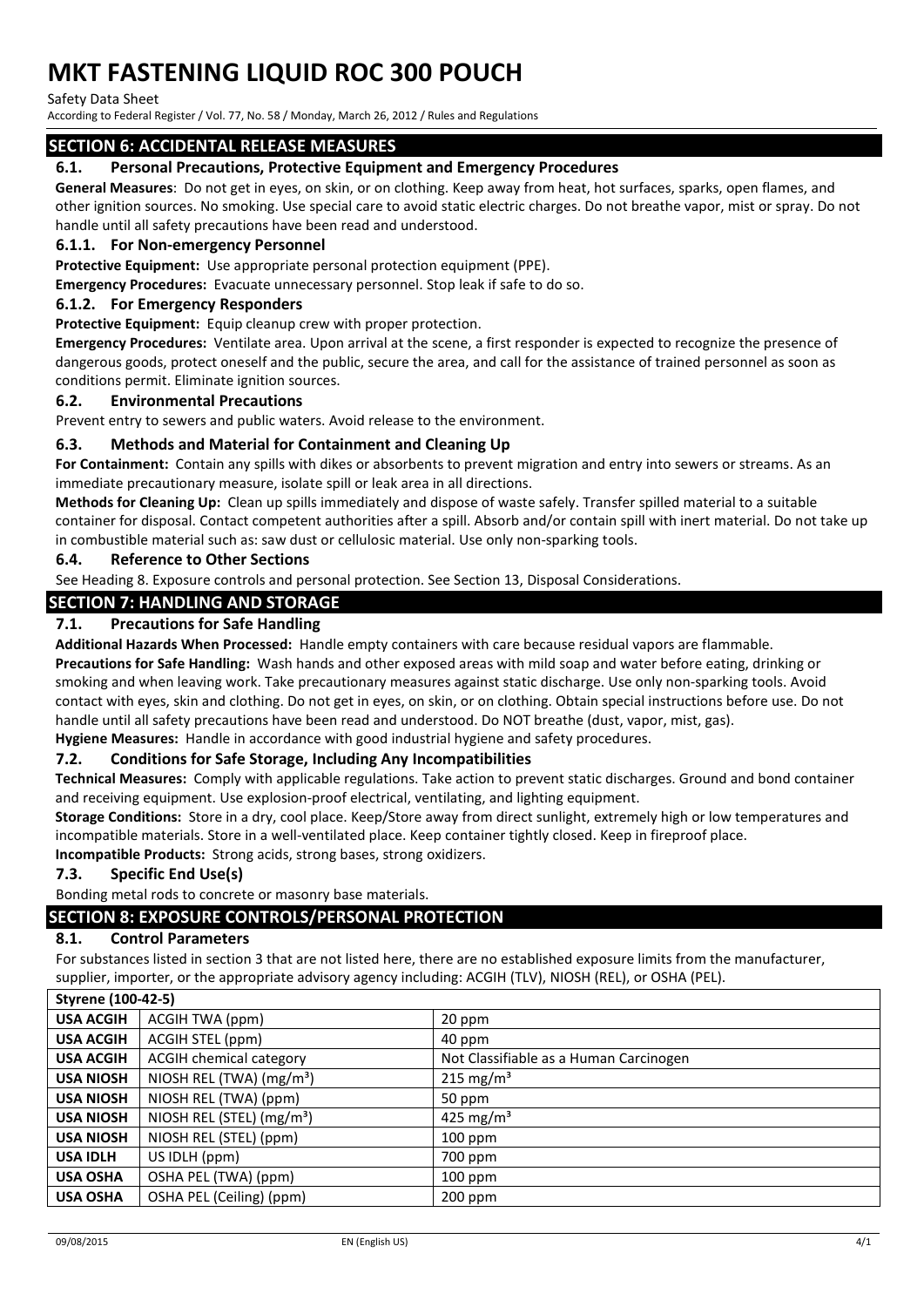## SECTION 6: ACCIDENTAL RELEASE MEASURES

### 6.1. Personal Precautions, Protective Equipment and Emergency Procedures

**General Measures**: Do not get in eyes, on skin, or on clothing. Keep away from heat, hot surfaces, sparks, open flames, and other ignition sources. No smoking. Use special care to avoid static electric charges. Do not breathe vapor, mist or spray. Do not handle until all safety precautions have been read and understood.

#### 6.1.1. For Non-emergency Personnel

**Protective Equipment:** Use appropriate personal protection equipment (PPE).

**Emergency Procedures:** Evacuate unnecessary personnel. Stop leak if safe to do so.

#### 6.1.2. For Emergency Responders

**Protective Equipment:** Equip cleanup crew with proper protection.

**Emergency Procedures:** Ventilate area. Upon arrival at the scene, a first responder is expected to recognize the presence of dangerous goods, protect oneself and the public, secure the area, and call for the assistance of trained personnel as soon as conditions permit. Eliminate ignition sources.

### 6.2. Environmental Precautions

Prevent entry to sewers and public waters. Avoid release to the environment.

### 6.3. Methods and Material for Containment and Cleaning Up

**For Containment:** Contain any spills with dikes or absorbents to prevent migration and entry into sewers or streams. As an immediate precautionary measure, isolate spill or leak area in all directions.

**Methods for Cleaning Up:** Clean up spills immediately and dispose of waste safely. Transfer spilled material to a suitable container for disposal. Contact competent authorities after a spill. Absorb and/or contain spill with inert material. Do not take up in combustible material such as: saw dust or cellulosic material. Use only non-sparking tools.

### 6.4. Reference to Other Sections

See Heading 8. Exposure controls and personal protection. See Section 13, Disposal Considerations.

## SECTION 7: HANDLING AND STORAGE

### 7.1. Precautions for Safe Handling

**Additional Hazards When Processed:** Handle empty containers with care because residual vapors are flammable.

**Precautions for Safe Handling:** Wash hands and other exposed areas with mild soap and water before eating, drinking or smoking and when leaving work. Take precautionary measures against static discharge. Use only non-sparking tools. Avoid contact with eyes, skin and clothing. Do not get in eyes, on skin, or on clothing. Obtain special instructions before use. Do not handle until all safety precautions have been read and understood. Do NOT breathe (dust, vapor, mist, gas).

**Hygiene Measures:** Handle in accordance with good industrial hygiene and safety procedures.

### 7.2. Conditions for Safe Storage, Including Any Incompatibilities

**Technical Measures:** Comply with applicable regulations. Take action to prevent static discharges. Ground and bond container and receiving equipment. Use explosion-proof electrical, ventilating, and lighting equipment.

**Storage Conditions:** Store in a dry, cool place. Keep/Store away from direct sunlight, extremely high or low temperatures and incompatible materials. Store in a well-ventilated place. Keep container tightly closed. Keep in fireproof place.

**Incompatible Products:** Strong acids, strong bases, strong oxidizers.

### 7.3. Specific End Use(s)

Bonding metal rods to concrete or masonry base materials.

## SECTION 8: EXPOSURE CONTROLS/PERSONAL PROTECTION

### 8.1. Control Parameters

For substances listed in section 3 that are not listed here, there are no established exposure limits from the manufacturer, supplier, importer, or the appropriate advisory agency including: ACGIH (TLV), NIOSH (REL), or OSHA (PEL).

| Styrene (100-42-5) | | |
|---|---|---|
| **USA ACGIH** | ACGIH TWA (ppm) | 20 ppm |
| **USA ACGIH** | ACGIH STEL (ppm) | 40 ppm |
| **USA ACGIH** | ACGIH chemical category | Not Classifiable as a Human Carcinogen |
| **USA NIOSH** | NIOSH REL (TWA) ($mg/m^3$) | 215 $mg/m^3$ |
| **USA NIOSH** | NIOSH REL (TWA) (ppm) | 50 ppm |
| **USA NIOSH** | NIOSH REL (STEL) ($mg/m^3$) | 425 $mg/m^3$ |
| **USA NIOSH** | NIOSH REL (STEL) (ppm) | 100 ppm |
| **USA IDLH** | US IDLH (ppm) | 700 ppm |
| **USA OSHA** | OSHA PEL (TWA) (ppm) | 100 ppm |
| **USA OSHA** | OSHA PEL (Ceiling) (ppm) | 200 ppm |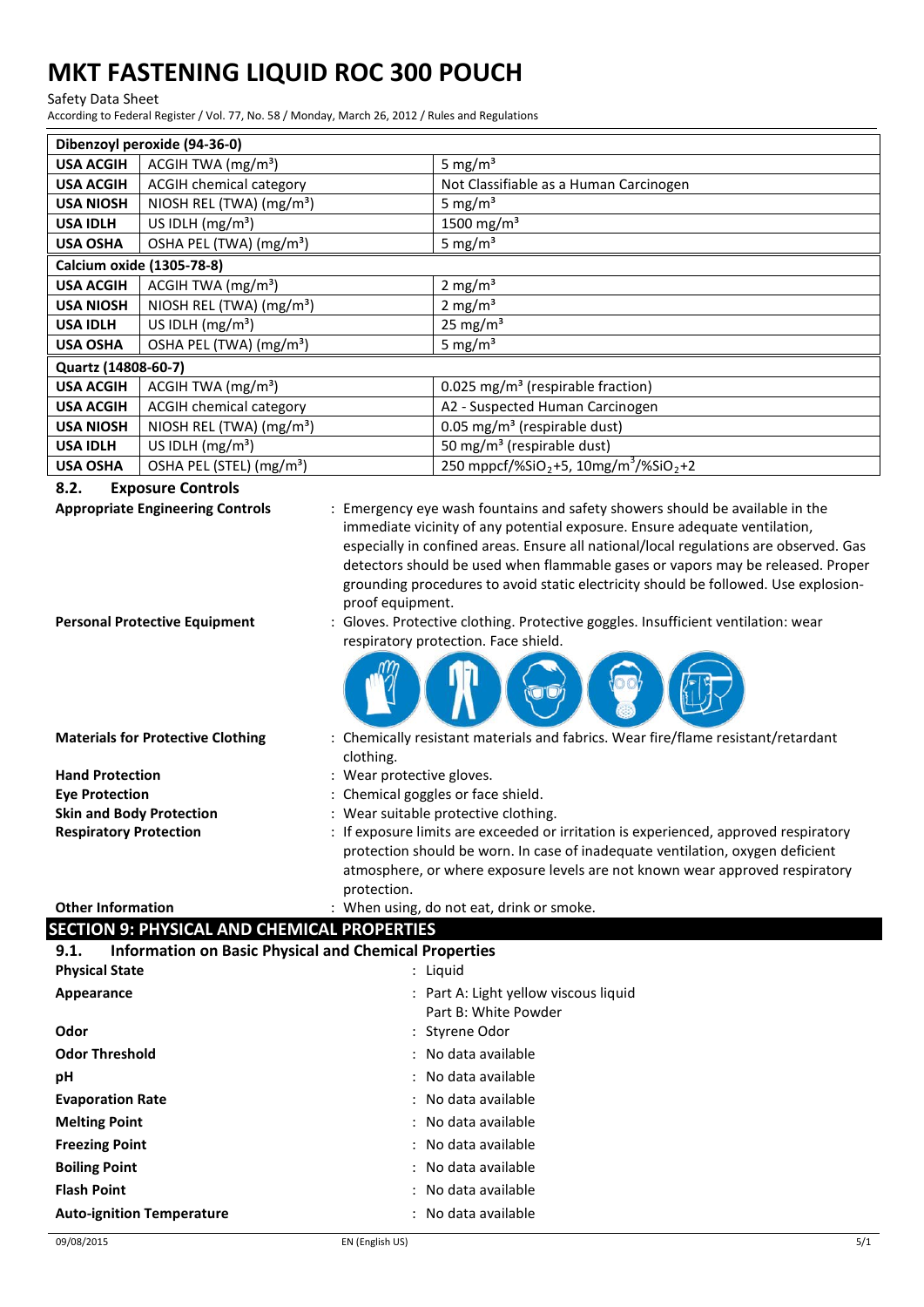| Dibenzoyl peroxide (94-36-0) | | |
|---|---|---|
| **USA ACGIH** | ACGIH TWA (mg/m³) | 5 mg/m³ |
| **USA ACGIH** | ACGIH chemical category | Not Classifiable as a Human Carcinogen |
| **USA NIOSH** | NIOSH REL (TWA) (mg/m³) | 5 mg/m³ |
| **USA IDLH** | US IDLH (mg/m³) | 1500 mg/m³ |
| **USA OSHA** | OSHA PEL (TWA) (mg/m³) | 5 mg/m³ |
| **Calcium oxide (1305-78-8)** | | |
| **USA ACGIH** | ACGIH TWA (mg/m³) | 2 mg/m³ |
| **USA NIOSH** | NIOSH REL (TWA) (mg/m³) | 2 mg/m³ |
| **USA IDLH** | US IDLH (mg/m³) | 25 mg/m³ |
| **USA OSHA** | OSHA PEL (TWA) (mg/m³) | 5 mg/m³ |
| **Quartz (14808-60-7)** | | |
| **USA ACGIH** | ACGIH TWA (mg/m³) | 0.025 mg/m³ (respirable fraction) |
| **USA ACGIH** | ACGIH chemical category | A2 - Suspected Human Carcinogen |
| **USA NIOSH** | NIOSH REL (TWA) (mg/m³) | 0.05 mg/m³ (respirable dust) |
| **USA IDLH** | US IDLH (mg/m³) | 50 mg/m³ (respirable dust) |
| **USA OSHA** | OSHA PEL (STEL) (mg/m³) | 250 mppcf/%$SiO_2$+5, 10mg/m³/%$SiO_2$+2 |

### 8.2. Exposure Controls

**Appropriate Engineering Controls** : Emergency eye wash fountains and safety showers should be available in the immediate vicinity of any potential exposure. Ensure adequate ventilation, especially in confined areas. Ensure all national/local regulations are observed. Gas detectors should be used when flammable gases or vapors may be released. Proper grounding procedures to avoid static electricity should be followed. Use explosion-proof equipment.

**Personal Protective Equipment** : Gloves. Protective clothing. Protective goggles. Insufficient ventilation: wear respiratory protection. Face shield.

**Materials for Protective Clothing** : Chemically resistant materials and fabrics. Wear fire/flame resistant/retardant clothing.

**Hand Protection** : Wear protective gloves.

**Eye Protection** : Chemical goggles or face shield.

**Skin and Body Protection** : Wear suitable protective clothing.

**Respiratory Protection** : If exposure limits are exceeded or irritation is experienced, approved respiratory protection should be worn. In case of inadequate ventilation, oxygen deficient atmosphere, or where exposure levels are not known wear approved respiratory protection.

**Other Information** : When using, do not eat, drink or smoke.

## SECTION 9: PHYSICAL AND CHEMICAL PROPERTIES

### 9.1. Information on Basic Physical and Chemical Properties

**Physical State** : Liquid

**Appearance** : Part A: Light yellow viscous liquid
Part B: White Powder

**Odor** : Styrene Odor

**Odor Threshold** : No data available

**pH** : No data available

**Evaporation Rate** : No data available

**Melting Point** : No data available

**Freezing Point** : No data available

**Boiling Point** : No data available

**Flash Point** : No data available

**Auto-ignition Temperature** : No data available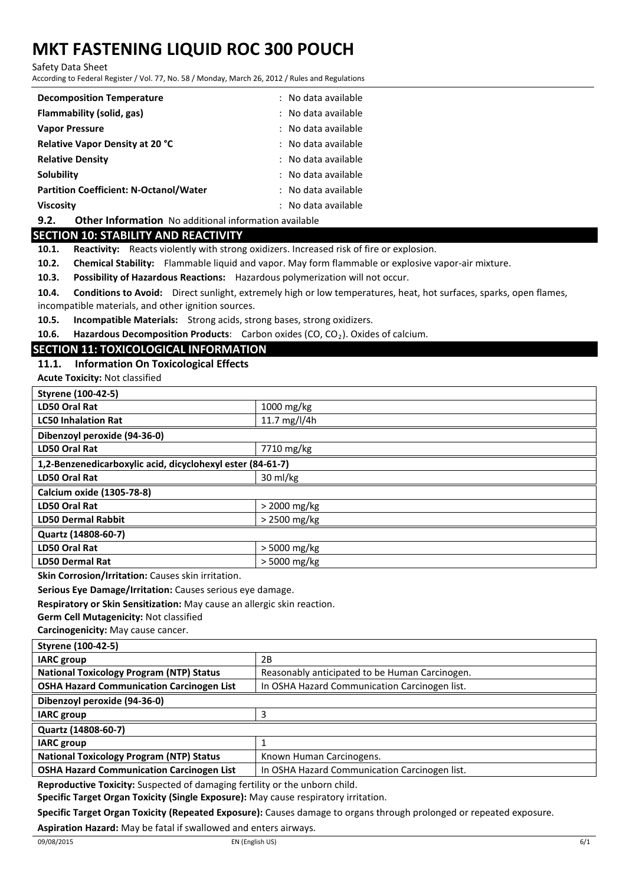| | |
|---|---|
| **Decomposition Temperature** | : No data available |
| **Flammability (solid, gas)** | : No data available |
| **Vapor Pressure** | : No data available |
| **Relative Vapor Density at 20 °C** | : No data available |
| **Relative Density** | : No data available |
| **Solubility** | : No data available |
| **Partition Coefficient: N-Octanol/Water** | : No data available |
| **Viscosity** | : No data available |

**9.2. Other Information** No additional information available

## SECTION 10: STABILITY AND REACTIVITY

**10.1. Reactivity:** Reacts violently with strong oxidizers. Increased risk of fire or explosion.

**10.2. Chemical Stability:** Flammable liquid and vapor. May form flammable or explosive vapor-air mixture.

**10.3. Possibility of Hazardous Reactions:** Hazardous polymerization will not occur.

**10.4. Conditions to Avoid:** Direct sunlight, extremely high or low temperatures, heat, hot surfaces, sparks, open flames, incompatible materials, and other ignition sources.

**10.5. Incompatible Materials:** Strong acids, strong bases, strong oxidizers.

**10.6. Hazardous Decomposition Products**: Carbon oxides (CO, $CO_2$). Oxides of calcium.

## SECTION 11: TOXICOLOGICAL INFORMATION

### 11.1. Information On Toxicological Effects

**Acute Toxicity:** Not classified

| **Styrene (100-42-5)** | |
|---|---|
| **LD50 Oral Rat** | 1000 mg/kg |
| **LC50 Inhalation Rat** | 11.7 mg/l/4h |
| **Dibenzoyl peroxide (94-36-0)** | |
| **LD50 Oral Rat** | 7710 mg/kg |
| **1,2-Benzenedicarboxylic acid, dicyclohexyl ester (84-61-7)** | |
| **LD50 Oral Rat** | 30 ml/kg |
| **Calcium oxide (1305-78-8)** | |
| **LD50 Oral Rat** | > 2000 mg/kg |
| **LD50 Dermal Rabbit** | > 2500 mg/kg |
| **Quartz (14808-60-7)** | |
| **LD50 Oral Rat** | > 5000 mg/kg |
| **LD50 Dermal Rat** | > 5000 mg/kg |

**Skin Corrosion/Irritation:** Causes skin irritation.

**Serious Eye Damage/Irritation:** Causes serious eye damage.

**Respiratory or Skin Sensitization:** May cause an allergic skin reaction.

**Germ Cell Mutagenicity:** Not classified

**Carcinogenicity:** May cause cancer.

| **Styrene (100-42-5)** | |
|---|---|
| **IARC group** | 2B |
| **National Toxicology Program (NTP) Status** | Reasonably anticipated to be Human Carcinogen. |
| **OSHA Hazard Communication Carcinogen List** | In OSHA Hazard Communication Carcinogen list. |
| **Dibenzoyl peroxide (94-36-0)** | |
| **IARC group** | 3 |
| **Quartz (14808-60-7)** | |
| **IARC group** | 1 |
| **National Toxicology Program (NTP) Status** | Known Human Carcinogens. |
| **OSHA Hazard Communication Carcinogen List** | In OSHA Hazard Communication Carcinogen list. |

**Reproductive Toxicity:** Suspected of damaging fertility or the unborn child.

**Specific Target Organ Toxicity (Single Exposure):** May cause respiratory irritation.

**Specific Target Organ Toxicity (Repeated Exposure):** Causes damage to organs through prolonged or repeated exposure.

**Aspiration Hazard:** May be fatal if swallowed and enters airways.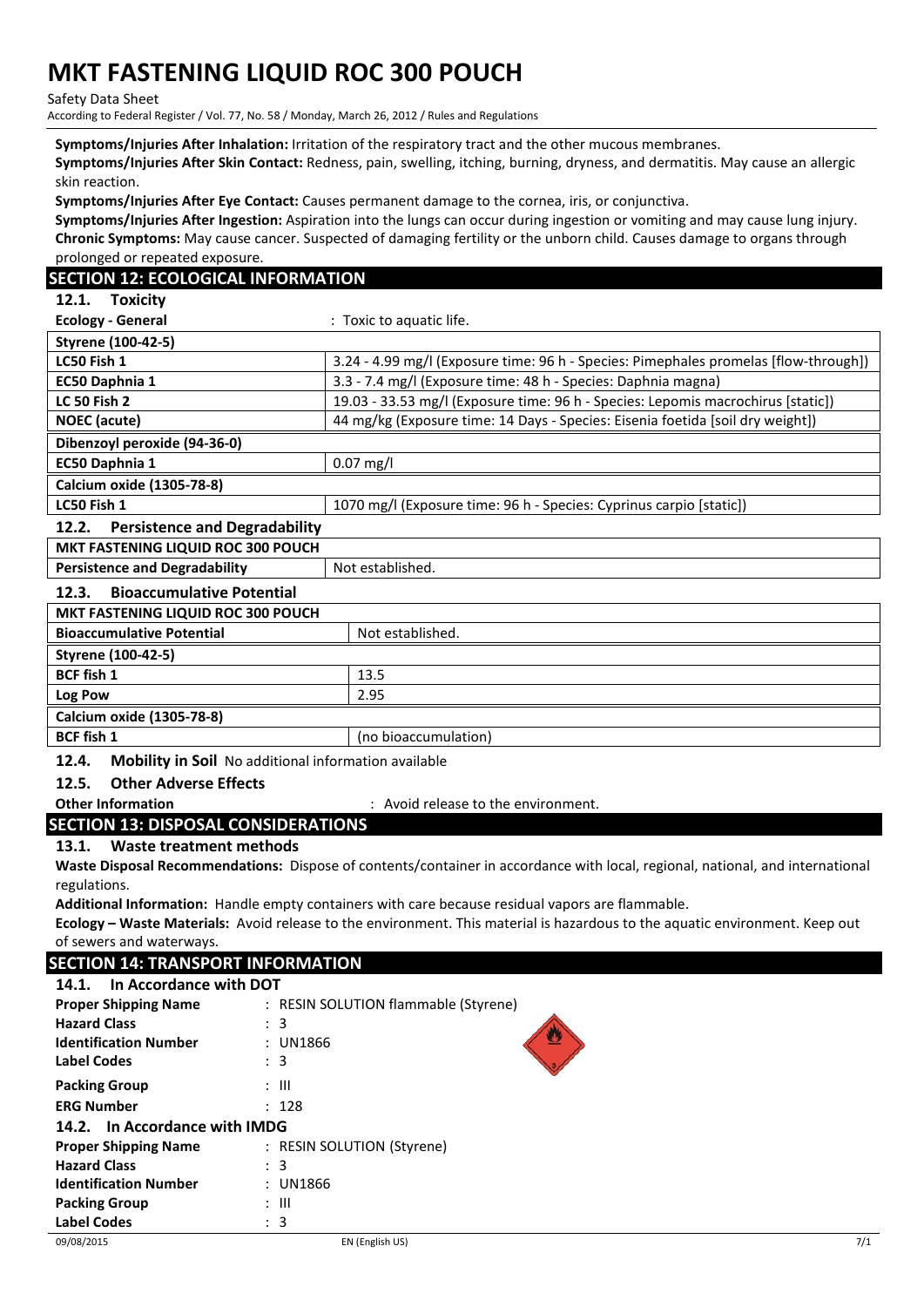**Symptoms/Injuries After Inhalation:** Irritation of the respiratory tract and the other mucous membranes.

**Symptoms/Injuries After Skin Contact:** Redness, pain, swelling, itching, burning, dryness, and dermatitis. May cause an allergic skin reaction.

**Symptoms/Injuries After Eye Contact:** Causes permanent damage to the cornea, iris, or conjunctiva.

**Symptoms/Injuries After Ingestion:** Aspiration into the lungs can occur during ingestion or vomiting and may cause lung injury.

**Chronic Symptoms:** May cause cancer. Suspected of damaging fertility or the unborn child. Causes damage to organs through prolonged or repeated exposure.

## SECTION 12: ECOLOGICAL INFORMATION

### 12.1. Toxicity

**Ecology - General** : Toxic to aquatic life.

| Styrene (100-42-5) | |
|---|---|
| **LC50 Fish 1** | 3.24 - 4.99 mg/l (Exposure time: 96 h - Species: Pimephales promelas [flow-through]) |
| **EC50 Daphnia 1** | 3.3 - 7.4 mg/l (Exposure time: 48 h - Species: Daphnia magna) |
| **LC 50 Fish 2** | 19.03 - 33.53 mg/l (Exposure time: 96 h - Species: Lepomis macrochirus [static]) |
| **NOEC (acute)** | 44 mg/kg (Exposure time: 14 Days - Species: Eisenia foetida [soil dry weight]) |
| **Dibenzoyl peroxide (94-36-0)** | |
| **EC50 Daphnia 1** | 0.07 mg/l |
| **Calcium oxide (1305-78-8)** | |
| **LC50 Fish 1** | 1070 mg/l (Exposure time: 96 h - Species: Cyprinus carpio [static]) |

### 12.2. Persistence and Degradability

| MKT FASTENING LIQUID ROC 300 POUCH | |
|---|---|
| **Persistence and Degradability** | Not established. |

### 12.3. Bioaccumulative Potential

| MKT FASTENING LIQUID ROC 300 POUCH | |
|---|---|
| **Bioaccumulative Potential** | Not established. |
| **Styrene (100-42-5)** | |
| **BCF fish 1** | 13.5 |
| **Log Pow** | 2.95 |
| **Calcium oxide (1305-78-8)** | |
| **BCF fish 1** | (no bioaccumulation) |

### 12.4. Mobility in Soil

No additional information available

### 12.5. Other Adverse Effects

**Other Information** : Avoid release to the environment.

## SECTION 13: DISPOSAL CONSIDERATIONS

### 13.1. Waste treatment methods

**Waste Disposal Recommendations:** Dispose of contents/container in accordance with local, regional, national, and international regulations.

**Additional Information:** Handle empty containers with care because residual vapors are flammable.

**Ecology – Waste Materials:** Avoid release to the environment. This material is hazardous to the aquatic environment. Keep out of sewers and waterways.

## SECTION 14: TRANSPORT INFORMATION

### 14.1. In Accordance with DOT

**Proper Shipping Name** : RESIN SOLUTION flammable (Styrene)
**Hazard Class** : 3
**Identification Number** : UN1866
**Label Codes** : 3
**Packing Group** : III
**ERG Number** : 128

### 14.2. In Accordance with IMDG

**Proper Shipping Name** : RESIN SOLUTION (Styrene)
**Hazard Class** : 3
**Identification Number** : UN1866
**Packing Group** : III
**Label Codes** : 3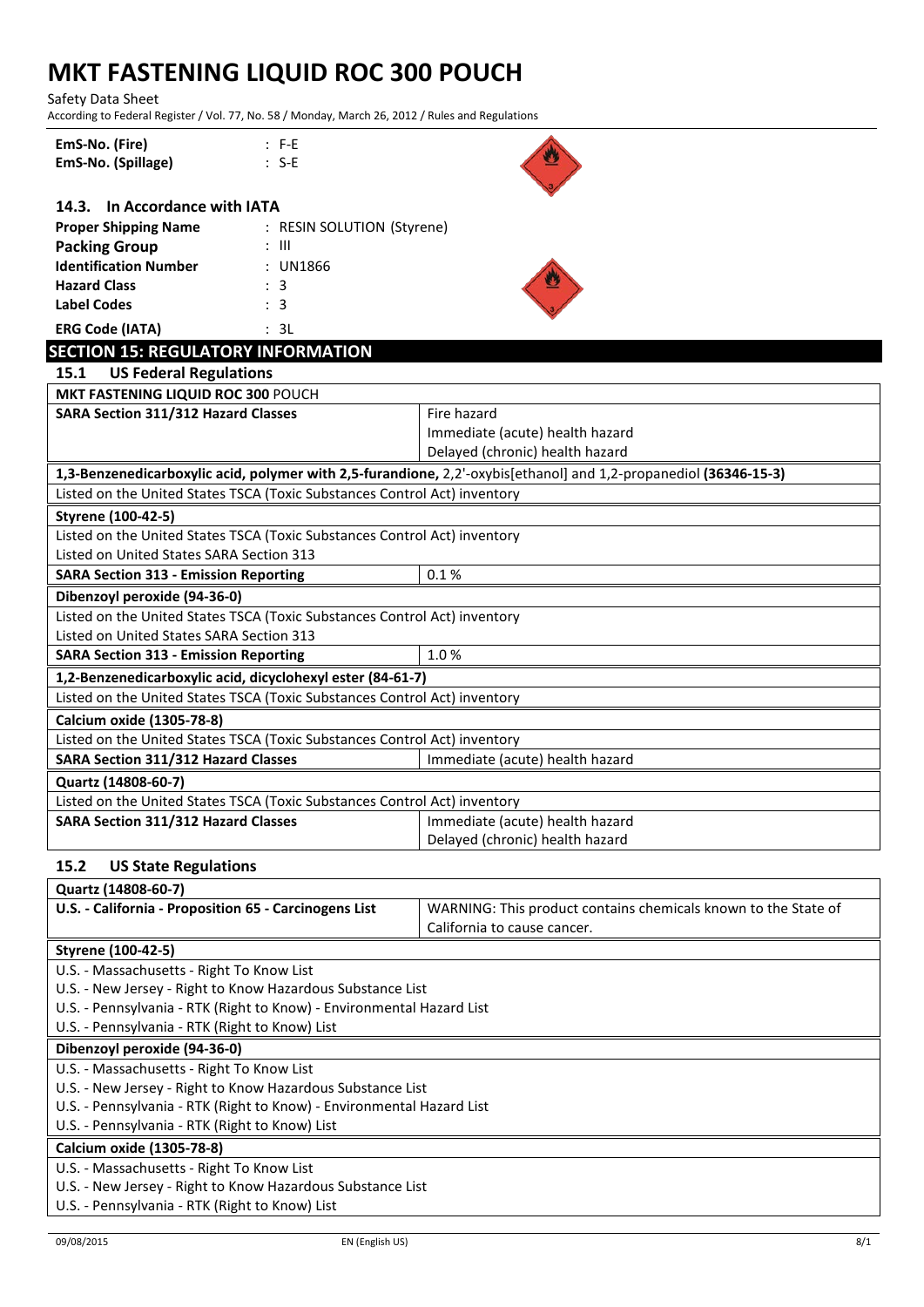| | |
|---|---|
| **EmS-No. (Fire)** | : F-E |
| **EmS-No. (Spillage)** | : S-E |

### 14.3. In Accordance with IATA

| | |
|---|---|
| **Proper Shipping Name** | : RESIN SOLUTION (Styrene) |
| **Packing Group** | : III |
| **Identification Number** | : UN1866 |
| **Hazard Class** | : 3 |
| **Label Codes** | : 3 |
| **ERG Code (IATA)** | : 3L |

## SECTION 15: REGULATORY INFORMATION

### 15.1 US Federal Regulations

| MKT FASTENING LIQUID ROC 300 POUCH | |
|---|---|
| **SARA Section 311/312 Hazard Classes** | Fire hazard<br>Immediate (acute) health hazard<br>Delayed (chronic) health hazard |

| **1,3-Benzenedicarboxylic acid, polymer with 2,5-furandione,** 2,2'-oxybis[ethanol] and 1,2-propanediol **(36346-15-3)** | |
|---|---|
| Listed on the United States TSCA (Toxic Substances Control Act) inventory | |

| **Styrene (100-42-5)** | |
|---|---|
| Listed on the United States TSCA (Toxic Substances Control Act) inventory<br>Listed on United States SARA Section 313 | |
| **SARA Section 313 - Emission Reporting** | 0.1 % |

| **Dibenzoyl peroxide (94-36-0)** | |
|---|---|
| Listed on the United States TSCA (Toxic Substances Control Act) inventory<br>Listed on United States SARA Section 313 | |
| **SARA Section 313 - Emission Reporting** | 1.0 % |

| **1,2-Benzenedicarboxylic acid, dicyclohexyl ester (84-61-7)** | |
|---|---|
| Listed on the United States TSCA (Toxic Substances Control Act) inventory | |

| **Calcium oxide (1305-78-8)** | |
|---|---|
| Listed on the United States TSCA (Toxic Substances Control Act) inventory | |
| **SARA Section 311/312 Hazard Classes** | Immediate (acute) health hazard |

| **Quartz (14808-60-7)** | |
|---|---|
| Listed on the United States TSCA (Toxic Substances Control Act) inventory | |
| **SARA Section 311/312 Hazard Classes** | Immediate (acute) health hazard<br>Delayed (chronic) health hazard |

### 15.2 US State Regulations

| **Quartz (14808-60-7)** | |
|---|---|
| **U.S. - California - Proposition 65 - Carcinogens List** | WARNING: This product contains chemicals known to the State of California to cause cancer. |

| **Styrene (100-42-5)** |
|---|
| U.S. - Massachusetts - Right To Know List<br>U.S. - New Jersey - Right to Know Hazardous Substance List<br>U.S. - Pennsylvania - RTK (Right to Know) - Environmental Hazard List<br>U.S. - Pennsylvania - RTK (Right to Know) List |

| **Dibenzoyl peroxide (94-36-0)** |
|---|
| U.S. - Massachusetts - Right To Know List<br>U.S. - New Jersey - Right to Know Hazardous Substance List<br>U.S. - Pennsylvania - RTK (Right to Know) - Environmental Hazard List<br>U.S. - Pennsylvania - RTK (Right to Know) List |

| **Calcium oxide (1305-78-8)** |
|---|
| U.S. - Massachusetts - Right To Know List<br>U.S. - New Jersey - Right to Know Hazardous Substance List<br>U.S. - Pennsylvania - RTK (Right to Know) List |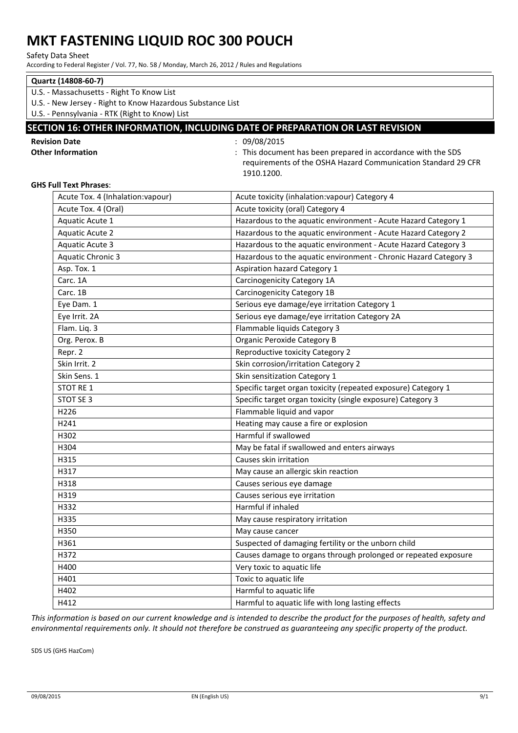**Quartz (14808-60-7)**

U.S. - Massachusetts - Right To Know List

U.S. - New Jersey - Right to Know Hazardous Substance List

U.S. - Pennsylvania - RTK (Right to Know) List

## SECTION 16: OTHER INFORMATION, INCLUDING DATE OF PREPARATION OR LAST REVISION

**Revision Date** : 09/08/2015

**Other Information** : This document has been prepared in accordance with the SDS requirements of the OSHA Hazard Communication Standard 29 CFR 1910.1200.

**GHS Full Text Phrases**:

| | |
|---|---|
| Acute Tox. 4 (Inhalation:vapour) | Acute toxicity (inhalation:vapour) Category 4 |
| Acute Tox. 4 (Oral) | Acute toxicity (oral) Category 4 |
| Aquatic Acute 1 | Hazardous to the aquatic environment - Acute Hazard Category 1 |
| Aquatic Acute 2 | Hazardous to the aquatic environment - Acute Hazard Category 2 |
| Aquatic Acute 3 | Hazardous to the aquatic environment - Acute Hazard Category 3 |
| Aquatic Chronic 3 | Hazardous to the aquatic environment - Chronic Hazard Category 3 |
| Asp. Tox. 1 | Aspiration hazard Category 1 |
| Carc. 1A | Carcinogenicity Category 1A |
| Carc. 1B | Carcinogenicity Category 1B |
| Eye Dam. 1 | Serious eye damage/eye irritation Category 1 |
| Eye Irrit. 2A | Serious eye damage/eye irritation Category 2A |
| Flam. Liq. 3 | Flammable liquids Category 3 |
| Org. Perox. B | Organic Peroxide Category B |
| Repr. 2 | Reproductive toxicity Category 2 |
| Skin Irrit. 2 | Skin corrosion/irritation Category 2 |
| Skin Sens. 1 | Skin sensitization Category 1 |
| STOT RE 1 | Specific target organ toxicity (repeated exposure) Category 1 |
| STOT SE 3 | Specific target organ toxicity (single exposure) Category 3 |
| H226 | Flammable liquid and vapor |
| H241 | Heating may cause a fire or explosion |
| H302 | Harmful if swallowed |
| H304 | May be fatal if swallowed and enters airways |
| H315 | Causes skin irritation |
| H317 | May cause an allergic skin reaction |
| H318 | Causes serious eye damage |
| H319 | Causes serious eye irritation |
| H332 | Harmful if inhaled |
| H335 | May cause respiratory irritation |
| H350 | May cause cancer |
| H361 | Suspected of damaging fertility or the unborn child |
| H372 | Causes damage to organs through prolonged or repeated exposure |
| H400 | Very toxic to aquatic life |
| H401 | Toxic to aquatic life |
| H402 | Harmful to aquatic life |
| H412 | Harmful to aquatic life with long lasting effects |

*This information is based on our current knowledge and is intended to describe the product for the purposes of health, safety and environmental requirements only. It should not therefore be construed as guaranteeing any specific property of the product.*

SDS US (GHS HazCom)